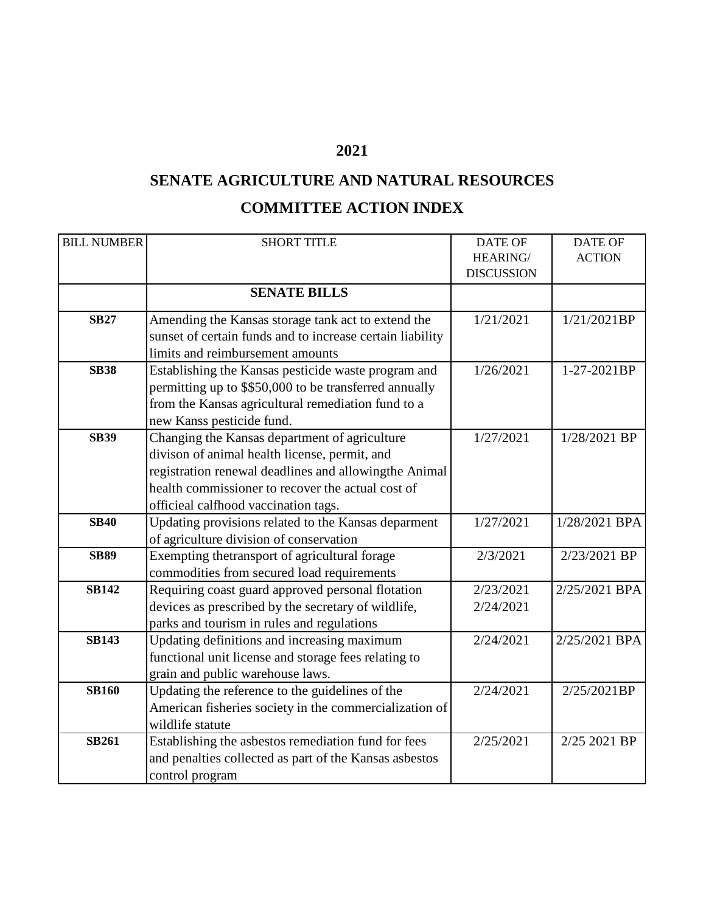# 2021

## SENATE AGRICULTURE AND NATURAL RESOURCES

## COMMITTEE ACTION INDEX

| BILL NUMBER | SHORT TITLE | DATE OF HEARING/ DISCUSSION | DATE OF ACTION |
|---|---|---|---|
| | **SENATE BILLS** | | |
| **SB27** | Amending the Kansas storage tank act to extend the sunset of certain funds and to increase certain liability limits and reimbursement amounts | 1/21/2021 | 1/21/2021BP |
| **SB38** | Establishing the Kansas pesticide waste program and permitting up to $$50,000 to be transferred annually from the Kansas agricultural remediation fund to a new Kanss pesticide fund. | 1/26/2021 | 1-27-2021BP |
| **SB39** | Changing the Kansas department of agriculture divison of animal health license, permit, and registration renewal deadlines and allowingthe Animal health commissioner to recover the actual cost of officieal calfhood vaccination tags. | 1/27/2021 | 1/28/2021 BP |
| **SB40** | Updating provisions related to the Kansas deparment of agriculture division of conservation | 1/27/2021 | 1/28/2021 BPA |
| **SB89** | Exempting thetransport of agricultural forage commodities from secured load requirements | 2/3/2021 | 2/23/2021 BP |
| **SB142** | Requiring coast guard approved personal flotation devices as prescribed by the secretary of wildlife, parks and tourism in rules and regulations | 2/23/2021<br>2/24/2021 | 2/25/2021 BPA |
| **SB143** | Updating definitions and increasing maximum functional unit license and storage fees relating to grain and public warehouse laws. | 2/24/2021 | 2/25/2021 BPA |
| **SB160** | Updating the reference to the guidelines of the American fisheries society in the commercialization of wildlife statute | 2/24/2021 | 2/25/2021BP |
| **SB261** | Establishing the asbestos remediation fund for fees and penalties collected as part of the Kansas asbestos control program | 2/25/2021 | 2/25 2021 BP |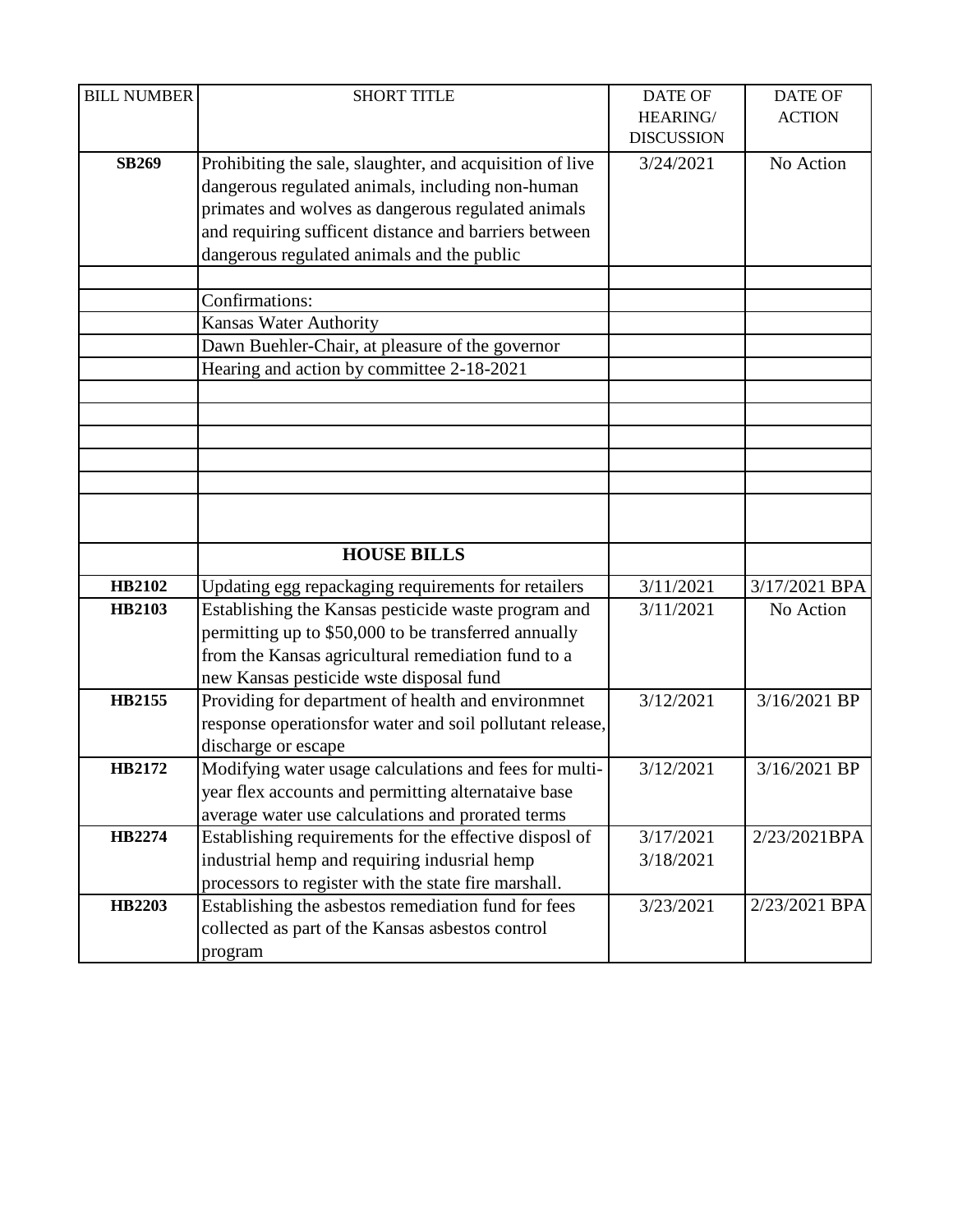| BILL NUMBER | SHORT TITLE | DATE OF HEARING/ DISCUSSION | DATE OF ACTION |
|---|---|---|---|
| **SB269** | Prohibiting the sale, slaughter, and acquisition of live dangerous regulated animals, including non-human primates and wolves as dangerous regulated animals and requiring sufficent distance and barriers between dangerous regulated animals and the public | 3/24/2021 | No Action |
| | | | |
| | Confirmations: | | |
| | Kansas Water Authority | | |
| | Dawn Buehler-Chair, at pleasure of the governor | | |
| | Hearing and action by committee 2-18-2021 | | |
| | | | |
| | | | |
| | | | |
| | | | |
| | | | |
| | | | |
| | **HOUSE BILLS** | | |
| **HB2102** | Updating egg repackaging requirements for retailers | 3/11/2021 | 3/17/2021 BPA |
| **HB2103** | Establishing the Kansas pesticide waste program and permitting up to $50,000 to be transferred annually from the Kansas agricultural remediation fund to a new Kansas pesticide wste disposal fund | 3/11/2021 | No Action |
| **HB2155** | Providing for department of health and environmnet response operationsfor water and soil pollutant release, discharge or escape | 3/12/2021 | 3/16/2021 BP |
| **HB2172** | Modifying water usage calculations and fees for multi-year flex accounts and permitting alternataive base average water use calculations and prorated terms | 3/12/2021 | 3/16/2021 BP |
| **HB2274** | Establishing requirements for the effective disposl of industrial hemp and requiring indusrial hemp processors to register with the state fire marshall. | 3/17/2021 3/18/2021 | 2/23/2021BPA |
| **HB2203** | Establishing the asbestos remediation fund for fees collected as part of the Kansas asbestos control program | 3/23/2021 | 2/23/2021 BPA |